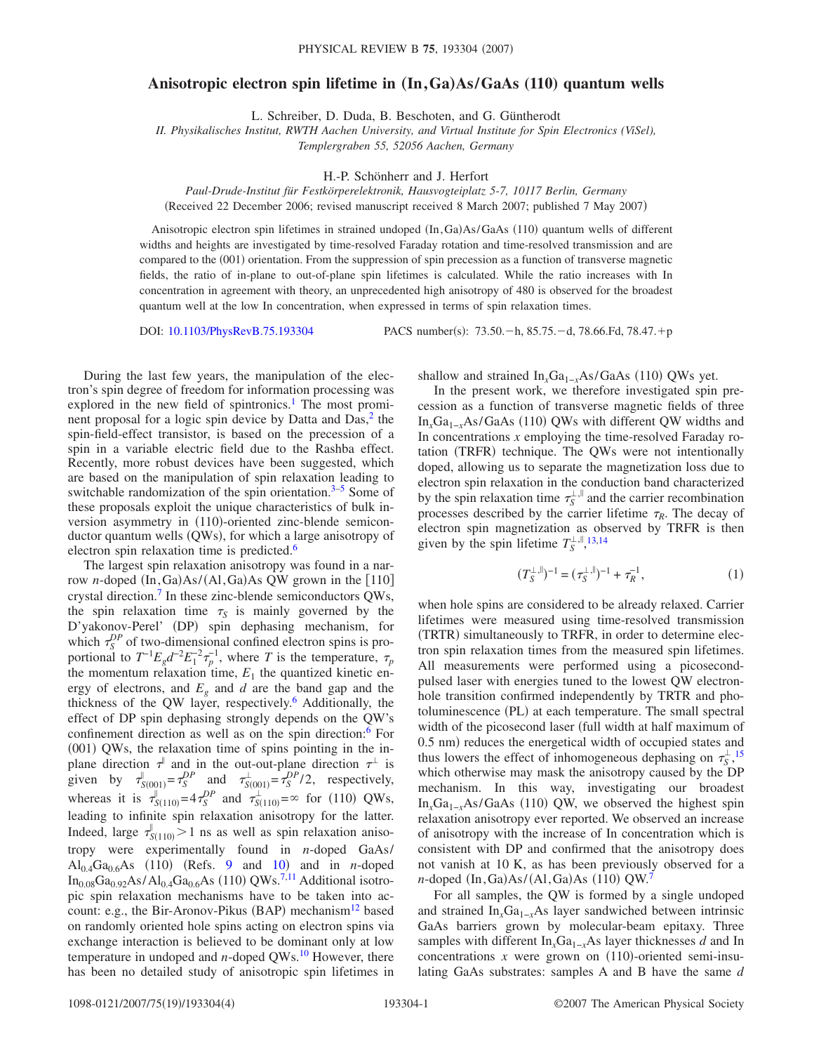# Anisotropic electron spin lifetime in (In,Ga)As/GaAs (110) quantum wells

L. Schreiber, D. Duda, B. Beschoten, and G. Güntherodt

*II. Physikalisches Institut, RWTH Aachen University, and Virtual Institute for Spin Electronics (ViSel), Templergraben 55, 52056 Aachen, Germany*

H.-P. Schönherr and J. Herfort

*Paul-Drude-Institut für Festkörperelektronik, Hausvogteiplatz 5-7, 10117 Berlin, Germany*

(Received 22 December 2006; revised manuscript received 8 March 2007; published 7 May 2007)

Anisotropic electron spin lifetimes in strained undoped (In,Ga)As/GaAs (110) quantum wells of different widths and heights are investigated by time-resolved Faraday rotation and time-resolved transmission and are compared to the (001) orientation. From the suppression of spin precession as a function of transverse magnetic fields, the ratio of in-plane to out-of-plane spin lifetimes is calculated. While the ratio increases with In concentration in agreement with theory, an unprecedented high anisotropy of 480 is observed for the broadest quantum well at the low In concentration, when expressed in terms of spin relaxation times.

DOI: 10.1103/PhysRevB.75.193304 PACS number(s): 73.50.−h, 85.75.−d, 78.66.Fd, 78.47.+p

During the last few years, the manipulation of the electron's spin degree of freedom for information processing was explored in the new field of spintronics.[1] The most prominent proposal for a logic spin device by Datta and Das,[2] the spin-field-effect transistor, is based on the precession of a spin in a variable electric field due to the Rashba effect. Recently, more robust devices have been suggested, which are based on the manipulation of spin relaxation leading to switchable randomization of the spin orientation.[3–5] Some of these proposals exploit the unique characteristics of bulk inversion asymmetry in (110)-oriented zinc-blende semiconductor quantum wells (QWs), for which a large anisotropy of electron spin relaxation time is predicted.[6]

The largest spin relaxation anisotropy was found in a narrow *n*-doped (In,Ga)As/(Al,Ga)As QW grown in the [110] crystal direction.[7] In these zinc-blende semiconductors QWs, the spin relaxation time $\tau_S$ is mainly governed by the D'yakonov-Perel' (DP) spin dephasing mechanism, for which $\tau_S^{DP}$ of two-dimensional confined electron spins is proportional to $T^{-1}E_g d^{-2}E_1^{-2}\tau_p^{-1}$, where $T$ is the temperature, $\tau_p$ the momentum relaxation time, $E_1$ the quantized kinetic energy of electrons, and $E_g$ and $d$ are the band gap and the thickness of the QW layer, respectively.[6] Additionally, the effect of DP spin dephasing strongly depends on the QW's confinement direction as well as on the spin direction:[6] For (001) QWs, the relaxation time of spins pointing in the in-plane direction $\tau^{\parallel}$ and in the out-out-plane direction $\tau^{\perp}$ is given by $\tau_{S(001)}^{\parallel}=\tau_S^{DP}$ and $\tau_{S(001)}^{\perp}=\tau_S^{DP}/2$, respectively, whereas it is $\tau_{S(110)}^{\parallel}=4\tau_S^{DP}$ and $\tau_{S(110)}^{\perp}=\infty$ for (110) QWs, leading to infinite spin relaxation anisotropy for the latter. Indeed, large $\tau_{S(110)}^{\parallel}>1$ ns as well as spin relaxation anisotropy were experimentally found in *n*-doped GaAs/$Al_{0.4}Ga_{0.6}As$ (110) (Refs. 9 and 10) and in *n*-doped $In_{0.08}Ga_{0.92}As/Al_{0.4}Ga_{0.6}As$ (110) QWs.[7,11] Additional isotropic spin relaxation mechanisms have to be taken into account: e.g., the Bir-Aronov-Pikus (BAP) mechanism[12] based on randomly oriented hole spins acting on electron spins via exchange interaction is believed to be dominant only at low temperature in undoped and *n*-doped QWs.[10] However, there has been no detailed study of anisotropic spin lifetimes in shallow and strained $In_xGa_{1-x}As$/GaAs (110) QWs yet.

In the present work, we therefore investigated spin precession as a function of transverse magnetic fields of three $In_xGa_{1-x}As$/GaAs (110) QWs with different QW widths and In concentrations $x$ employing the time-resolved Faraday rotation (TRFR) technique. The QWs were not intentionally doped, allowing us to separate the magnetization loss due to electron spin relaxation in the conduction band characterized by the spin relaxation time $\tau_S^{\perp,\parallel}$ and the carrier recombination processes described by the carrier lifetime $\tau_R$. The decay of electron spin magnetization as observed by TRFR is then given by the spin lifetime $T_S^{\perp,\parallel}$,[13,14]

$$(T_S^{\perp,\parallel})^{-1}=(\tau_S^{\perp,\parallel})^{-1}+\tau_R^{-1}, \tag{1}$$

when hole spins are considered to be already relaxed. Carrier lifetimes were measured using time-resolved transmission (TRTR) simultaneously to TRFR, in order to determine electron spin relaxation times from the measured spin lifetimes. All measurements were performed using a picosecond-pulsed laser with energies tuned to the lowest QW electron-hole transition confirmed independently by TRTR and photoluminescence (PL) at each temperature. The small spectral width of the picosecond laser (full width at half maximum of 0.5 nm) reduces the energetical width of occupied states and thus lowers the effect of inhomogeneous dephasing on $\tau_S^{\perp}$,[15] which otherwise may mask the anisotropy caused by the DP mechanism. In this way, investigating our broadest $In_xGa_{1-x}As$/GaAs (110) QW, we observed the highest spin relaxation anisotropy ever reported. We observed an increase of anisotropy with the increase of In concentration which is consistent with DP and confirmed that the anisotropy does not vanish at 10 K, as has been previously observed for a *n*-doped (In,Ga)As/(Al,Ga)As (110) QW.[7]

For all samples, the QW is formed by a single undoped and strained $In_xGa_{1-x}As$ layer sandwiched between intrinsic GaAs barriers grown by molecular-beam epitaxy. Three samples with different $In_xGa_{1-x}As$ layer thicknesses $d$ and In concentrations $x$ were grown on (110)-oriented semi-insulating GaAs substrates: samples A and B have the same $d$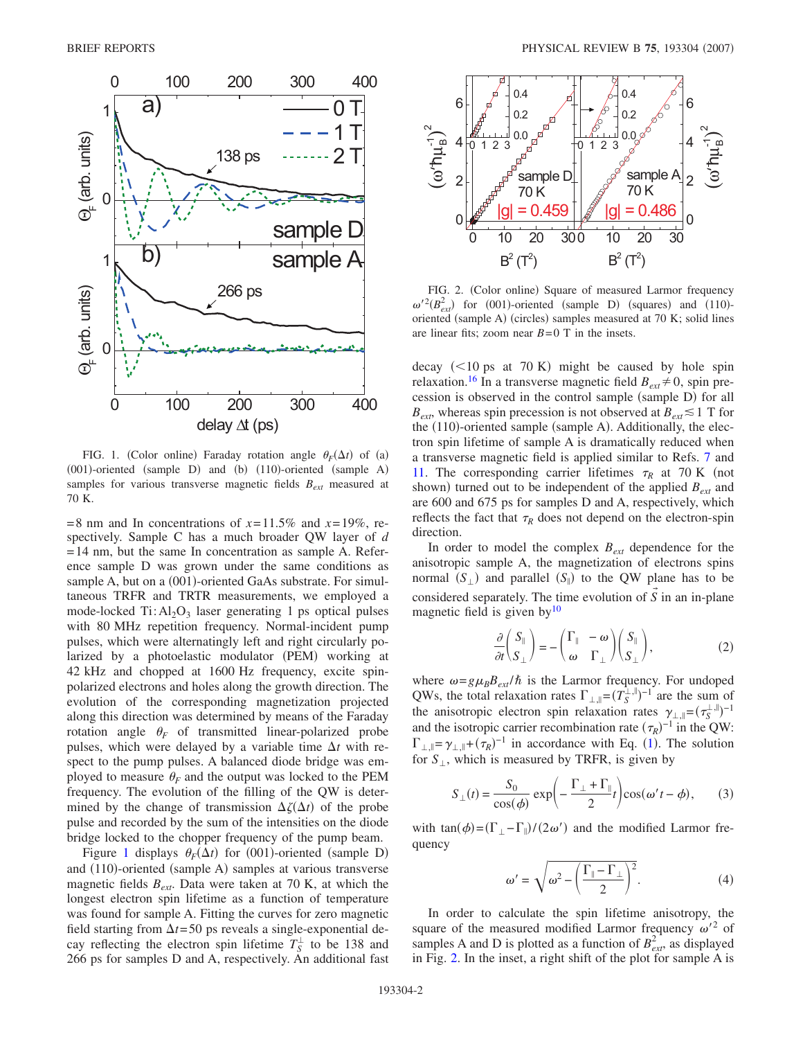FIG. 1. (Color online) Faraday rotation angle $\theta_F(\Delta t)$ of (a) (001)-oriented (sample D) and (b) (110)-oriented (sample A) samples for various transverse magnetic fields $B_{ext}$ measured at 70 K.

$=8$ nm and In concentrations of $x=11.5\%$ and $x=19\%$, respectively. Sample C has a much broader QW layer of $d=14$ nm, but the same In concentration as sample A. Reference sample D was grown under the same conditions as sample A, but on a (001)-oriented GaAs substrate. For simultaneous TRFR and TRTR measurements, we employed a mode-locked Ti:$Al_2O_3$ laser generating 1 ps optical pulses with 80 MHz repetition frequency. Normal-incident pump pulses, which were alternatingly left and right circularly polarized by a photoelastic modulator (PEM) working at 42 kHz and chopped at 1600 Hz frequency, excite spin-polarized electrons and holes along the growth direction. The evolution of the corresponding magnetization projected along this direction was determined by means of the Faraday rotation angle $\theta_F$ of transmitted linear-polarized probe pulses, which were delayed by a variable time $\Delta t$ with respect to the pump pulses. A balanced diode bridge was employed to measure $\theta_F$ and the output was locked to the PEM frequency. The evolution of the filling of the QW is determined by the change of transmission $\Delta\zeta(\Delta t)$ of the probe pulse and recorded by the sum of the intensities on the diode bridge locked to the chopper frequency of the pump beam.

Figure 1 displays $\theta_F(\Delta t)$ for (001)-oriented (sample D) and (110)-oriented (sample A) samples at various transverse magnetic fields $B_{ext}$. Data were taken at 70 K, at which the longest electron spin lifetime as a function of temperature was found for sample A. Fitting the curves for zero magnetic field starting from $\Delta t=50$ ps reveals a single-exponential decay reflecting the electron spin lifetime $T_S^{\perp}$ to be 138 and 266 ps for samples D and A, respectively. An additional fast decay ($<10$ ps at 70 K) might be caused by hole spin relaxation.[16] In a transverse magnetic field $B_{ext}\neq 0$, spin precession is observed in the control sample (sample D) for all $B_{ext}$, whereas spin precession is not observed at $B_{ext}\lesssim 1$ T for the (110)-oriented sample (sample A). Additionally, the electron spin lifetime of sample A is dramatically reduced when a transverse magnetic field is applied similar to Refs. 7 and 11. The corresponding carrier lifetimes $\tau_R$ at 70 K (not shown) turned out to be independent of the applied $B_{ext}$ and are 600 and 675 ps for samples D and A, respectively, which reflects the fact that $\tau_R$ does not depend on the electron-spin direction.

FIG. 2. (Color online) Square of measured Larmor frequency $\omega'^2(B_{ext}^2)$ for (001)-oriented (sample D) (squares) and (110)-oriented (sample A) (circles) samples measured at 70 K; solid lines are linear fits; zoom near $B=0$ T in the insets.

In order to model the complex $B_{ext}$ dependence for the anisotropic sample A, the magnetization of electrons spins normal ($S_\perp$) and parallel ($S_\parallel$) to the QW plane has to be considered separately. The time evolution of $\vec{S}$ in an in-plane magnetic field is given by[10]

$$\frac{\partial}{\partial t}\begin{pmatrix} S_\parallel \\ S_\perp \end{pmatrix} = -\begin{pmatrix} \Gamma_\parallel & -\omega \\ \omega & \Gamma_\perp \end{pmatrix}\begin{pmatrix} S_\parallel \\ S_\perp \end{pmatrix}, \tag{2}$$

where $\omega=g\mu_B B_{ext}/\hbar$ is the Larmor frequency. For undoped QWs, the total relaxation rates $\Gamma_{\perp,\parallel}=(T_S^{\perp,\parallel})^{-1}$ are the sum of the anisotropic electron spin relaxation rates $\gamma_{\perp,\parallel}=(\tau_S^{\perp,\parallel})^{-1}$ and the isotropic carrier recombination rate $(\tau_R)^{-1}$ in the QW: $\Gamma_{\perp,\parallel}=\gamma_{\perp,\parallel}+(\tau_R)^{-1}$ in accordance with Eq. (1). The solution for $S_\perp$, which is measured by TRFR, is given by

$$S_\perp(t) = \frac{S_0}{\cos(\phi)}\exp\left(-\frac{\Gamma_\perp+\Gamma_\parallel}{2}t\right)\cos(\omega' t-\phi), \tag{3}$$

with $\tan(\phi)=(\Gamma_\perp-\Gamma_\parallel)/(2\omega')$ and the modified Larmor frequency

$$\omega' = \sqrt{\omega^2-\left(\frac{\Gamma_\parallel-\Gamma_\perp}{2}\right)^2}. \tag{4}$$

In order to calculate the spin lifetime anisotropy, the square of the measured modified Larmor frequency $\omega'^2$ of samples A and D is plotted as a function of $B_{ext}^2$, as displayed in Fig. 2. In the inset, a right shift of the plot for sample A is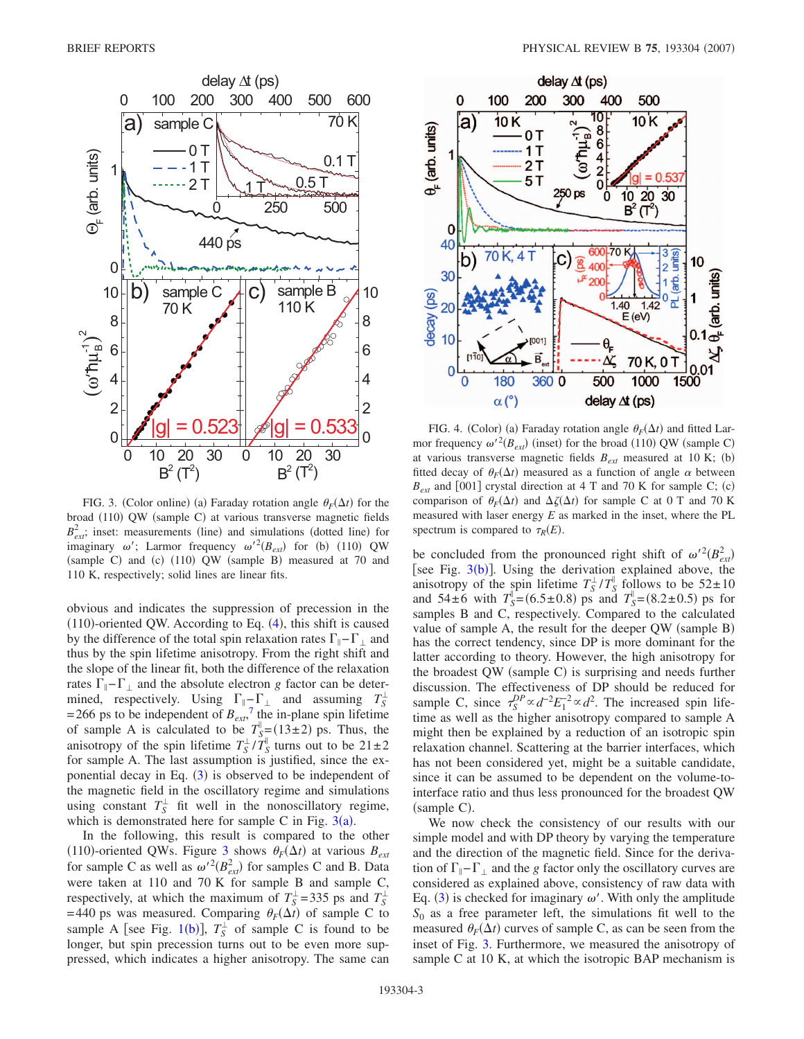FIG. 3. (Color online) (a) Faraday rotation angle $\theta_F(\Delta t)$ for the broad (110) QW (sample C) at various transverse magnetic fields $B_{ext}^2$; inset: measurements (line) and simulations (dotted line) for imaginary $\omega'$; Larmor frequency $\omega'^2(B_{ext})$ for (b) (110) QW (sample C) and (c) (110) QW (sample B) measured at 70 and 110 K, respectively; solid lines are linear fits.

obvious and indicates the suppression of precession in the (110)-oriented QW. According to Eq. (4), this shift is caused by the difference of the total spin relaxation rates $\Gamma_{\parallel}-\Gamma_{\perp}$ and thus by the spin lifetime anisotropy. From the right shift and the slope of the linear fit, both the difference of the relaxation rates $\Gamma_{\parallel}-\Gamma_{\perp}$ and the absolute electron $g$ factor can be determined, respectively. Using $\Gamma_{\parallel}-\Gamma_{\perp}$ and assuming $T_S^{\perp}=266$ ps to be independent of $B_{ext}$,[7] the in-plane spin lifetime of sample A is calculated to be $T_S^{\parallel}=(13\pm2)$ ps. Thus, the anisotropy of the spin lifetime $T_S^{\perp}/T_S^{\parallel}$ turns out to be $21\pm2$ for sample A. The last assumption is justified, since the exponential decay in Eq. (3) is observed to be independent of the magnetic field in the oscillatory regime and simulations using constant $T_S^{\perp}$ fit well in the nonoscillatory regime, which is demonstrated here for sample C in Fig. 3(a).

In the following, this result is compared to the other (110)-oriented QWs. Figure 3 shows $\theta_F(\Delta t)$ at various $B_{ext}$ for sample C as well as $\omega'^2(B_{ext}^2)$ for samples C and B. Data were taken at 110 and 70 K for sample B and sample C, respectively, at which the maximum of $T_S^{\perp}=335$ ps and $T_S^{\perp}=440$ ps was measured. Comparing $\theta_F(\Delta t)$ of sample C to sample A [see Fig. 1(b)], $T_S^{\perp}$ of sample C is found to be longer, but spin precession turns out to be even more suppressed, which indicates a higher anisotropy. The same can

FIG. 4. (Color) (a) Faraday rotation angle $\theta_F(\Delta t)$ and fitted Larmor frequency $\omega'^2(B_{ext})$ (inset) for the broad (110) QW (sample C) at various transverse magnetic fields $B_{ext}$ measured at 10 K; (b) fitted decay of $\theta_F(\Delta t)$ measured as a function of angle $\alpha$ between $B_{ext}$ and [001] crystal direction at 4 T and 70 K for sample C; (c) comparison of $\theta_F(\Delta t)$ and $\Delta\zeta(\Delta t)$ for sample C at 0 T and 70 K measured with laser energy $E$ as marked in the inset, where the PL spectrum is compared to $\tau_R(E)$.

be concluded from the pronounced right shift of $\omega'^2(B_{ext}^2)$ [see Fig. 3(b)]. Using the derivation explained above, the anisotropy of the spin lifetime $T_S^{\perp}/T_S^{\parallel}$ follows to be $52\pm10$ and $54\pm6$ with $T_S^{\parallel}=(6.5\pm0.8)$ ps and $T_S^{\parallel}=(8.2\pm0.5)$ ps for samples B and C, respectively. Compared to the calculated value of sample A, the result for the deeper QW (sample B) has the correct tendency, since DP is more dominant for the latter according to theory. However, the high anisotropy for the broadest QW (sample C) is surprising and needs further discussion. The effectiveness of DP should be reduced for sample C, since $\tau_S^{DP}\propto d^{-2}E_1^{-2}\propto d^2$. The increased spin lifetime as well as the higher anisotropy compared to sample A might then be explained by a reduction of an isotropic spin relaxation channel. Scattering at the barrier interfaces, which has not been considered yet, might be a suitable candidate, since it can be assumed to be dependent on the volume-to-interface ratio and thus less pronounced for the broadest QW (sample C).

We now check the consistency of our results with our simple model and with DP theory by varying the temperature and the direction of the magnetic field. Since for the derivation of $\Gamma_{\parallel}-\Gamma_{\perp}$ and the $g$ factor only the oscillatory curves are considered as explained above, consistency of raw data with Eq. (3) is checked for imaginary $\omega'$. With only the amplitude $S_0$ as a free parameter left, the simulations fit well to the measured $\theta_F(\Delta t)$ curves of sample C, as can be seen from the inset of Fig. 3. Furthermore, we measured the anisotropy of sample C at 10 K, at which the isotropic BAP mechanism is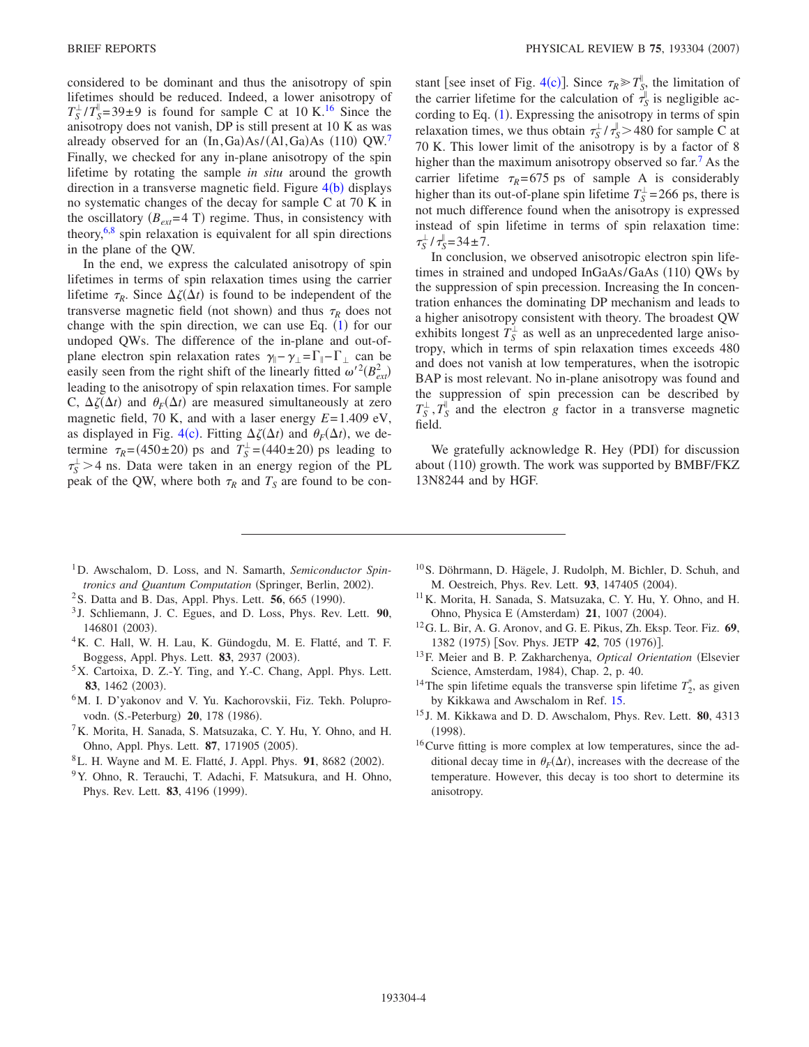considered to be dominant and thus the anisotropy of spin lifetimes should be reduced. Indeed, a lower anisotropy of $T_S^{\perp}/T_S^{\parallel}=39\pm 9$ is found for sample C at 10 K.[16] Since the anisotropy does not vanish, DP is still present at 10 K as was already observed for an (In,Ga)As/(Al,Ga)As (110) QW.[7] Finally, we checked for any in-plane anisotropy of the spin lifetime by rotating the sample *in situ* around the growth direction in a transverse magnetic field. Figure 4(b) displays no systematic changes of the decay for sample C at 70 K in the oscillatory ($B_{ext}=4$ T) regime. Thus, in consistency with theory,[6,8] spin relaxation is equivalent for all spin directions in the plane of the QW.

In the end, we express the calculated anisotropy of spin lifetimes in terms of spin relaxation times using the carrier lifetime $\tau_R$. Since $\Delta\zeta(\Delta t)$ is found to be independent of the transverse magnetic field (not shown) and thus $\tau_R$ does not change with the spin direction, we can use Eq. (1) for our undoped QWs. The difference of the in-plane and out-of-plane electron spin relaxation rates $\gamma_{\parallel}-\gamma_{\perp}=\Gamma_{\parallel}-\Gamma_{\perp}$ can be easily seen from the right shift of the linearly fitted $\omega'^2(B_{ext}^2)$ leading to the anisotropy of spin relaxation times. For sample C, $\Delta\zeta(\Delta t)$ and $\theta_F(\Delta t)$ are measured simultaneously at zero magnetic field, 70 K, and with a laser energy $E=1.409$ eV, as displayed in Fig. 4(c). Fitting $\Delta\zeta(\Delta t)$ and $\theta_F(\Delta t)$, we determine $\tau_R=(450\pm 20)$ ps and $T_S^{\perp}=(440\pm 20)$ ps leading to $\tau_S^{\perp}>4$ ns. Data were taken in an energy region of the PL peak of the QW, where both $\tau_R$ and $T_S$ are found to be constant [see inset of Fig. 4(c)]. Since $\tau_R \gg T_S^{\parallel}$, the limitation of the carrier lifetime for the calculation of $\tau_S^{\parallel}$ is negligible according to Eq. (1). Expressing the anisotropy in terms of spin relaxation times, we thus obtain $\tau_S^{\perp}/\tau_S^{\parallel}>480$ for sample C at 70 K. This lower limit of the anisotropy is by a factor of 8 higher than the maximum anisotropy observed so far.[7] As the carrier lifetime $\tau_R=675$ ps of sample A is considerably higher than its out-of-plane spin lifetime $T_S^{\perp}=266$ ps, there is not much difference found when the anisotropy is expressed instead of spin lifetime in terms of spin relaxation time: $\tau_S^{\perp}/\tau_S^{\parallel}=34\pm 7$.

In conclusion, we observed anisotropic electron spin lifetimes in strained and undoped InGaAs/GaAs (110) QWs by the suppression of spin precession. Increasing the In concentration enhances the dominating DP mechanism and leads to a higher anisotropy consistent with theory. The broadest QW exhibits longest $T_S^{\perp}$ as well as an unprecedented large anisotropy, which in terms of spin relaxation times exceeds 480 and does not vanish at low temperatures, when the isotropic BAP is most relevant. No in-plane anisotropy was found and the suppression of spin precession can be described by $T_S^{\perp}, T_S^{\parallel}$ and the electron $g$ factor in a transverse magnetic field.

We gratefully acknowledge R. Hey (PDI) for discussion about (110) growth. The work was supported by BMBF/FKZ 13N8244 and by HGF.

---

[1] D. Awschalom, D. Loss, and N. Samarth, *Semiconductor Spintronics and Quantum Computation* (Springer, Berlin, 2002).

[2] S. Datta and B. Das, Appl. Phys. Lett. **56**, 665 (1990).

[3] J. Schliemann, J. C. Egues, and D. Loss, Phys. Rev. Lett. **90**, 146801 (2003).

[4] K. C. Hall, W. H. Lau, K. Gündogdu, M. E. Flatté, and T. F. Boggess, Appl. Phys. Lett. **83**, 2937 (2003).

[5] X. Cartoixa, D. Z.-Y. Ting, and Y.-C. Chang, Appl. Phys. Lett. **83**, 1462 (2003).

[6] M. I. D'yakonov and V. Yu. Kachorovskii, Fiz. Tekh. Poluprovodn. (S.-Peterburg) **20**, 178 (1986).

[7] K. Morita, H. Sanada, S. Matsuzaka, C. Y. Hu, Y. Ohno, and H. Ohno, Appl. Phys. Lett. **87**, 171905 (2005).

[8] L. H. Wayne and M. E. Flatté, J. Appl. Phys. **91**, 8682 (2002).

[9] Y. Ohno, R. Terauchi, T. Adachi, F. Matsukura, and H. Ohno, Phys. Rev. Lett. **83**, 4196 (1999).

[10] S. Döhrmann, D. Hägele, J. Rudolph, M. Bichler, D. Schuh, and M. Oestreich, Phys. Rev. Lett. **93**, 147405 (2004).

[11] K. Morita, H. Sanada, S. Matsuzaka, C. Y. Hu, Y. Ohno, and H. Ohno, Physica E (Amsterdam) **21**, 1007 (2004).

[12] G. L. Bir, A. G. Aronov, and G. E. Pikus, Zh. Eksp. Teor. Fiz. **69**, 1382 (1975) [Sov. Phys. JETP **42**, 705 (1976)].

[13] F. Meier and B. P. Zakharchenya, *Optical Orientation* (Elsevier Science, Amsterdam, 1984), Chap. 2, p. 40.

[14] The spin lifetime equals the transverse spin lifetime $T_2^*$, as given by Kikkawa and Awschalom in Ref. 15.

[15] J. M. Kikkawa and D. D. Awschalom, Phys. Rev. Lett. **80**, 4313 (1998).

[16] Curve fitting is more complex at low temperatures, since the additional decay time in $\theta_F(\Delta t)$, increases with the decrease of the temperature. However, this decay is too short to determine its anisotropy.